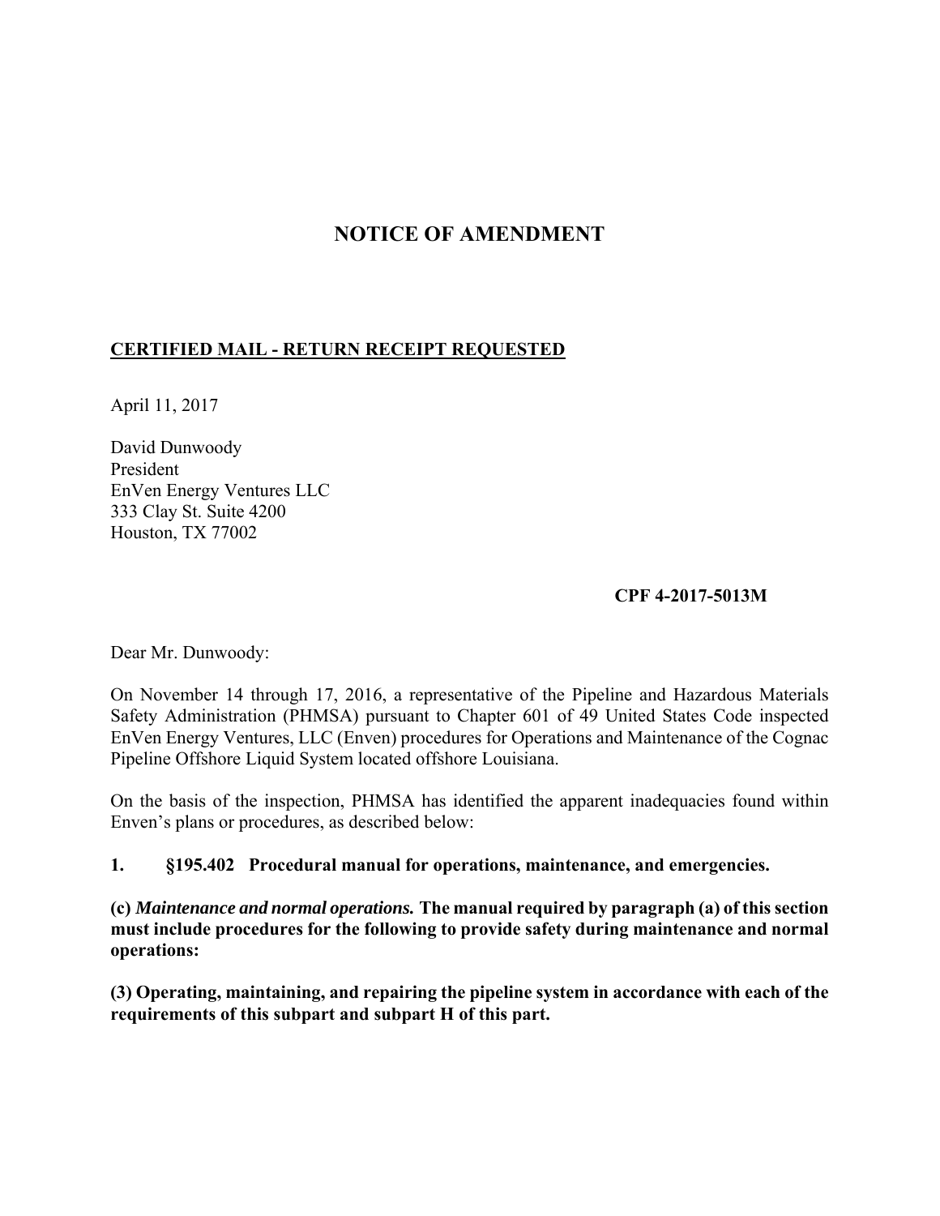# NOTICE OF AMENDMENT

**CERTIFIED MAIL - RETURN RECEIPT REQUESTED**

April 11, 2017

David Dunwoody
President
EnVen Energy Ventures LLC
333 Clay St. Suite 4200
Houston, TX 77002

**CPF 4-2017-5013M**

Dear Mr. Dunwoody:

On November 14 through 17, 2016, a representative of the Pipeline and Hazardous Materials Safety Administration (PHMSA) pursuant to Chapter 601 of 49 United States Code inspected EnVen Energy Ventures, LLC (Enven) procedures for Operations and Maintenance of the Cognac Pipeline Offshore Liquid System located offshore Louisiana.

On the basis of the inspection, PHMSA has identified the apparent inadequacies found within Enven's plans or procedures, as described below:

**1. §195.402 Procedural manual for operations, maintenance, and emergencies.**

**(c)** ***Maintenance and normal operations.*** **The manual required by paragraph (a) of this section must include procedures for the following to provide safety during maintenance and normal operations:**

**(3) Operating, maintaining, and repairing the pipeline system in accordance with each of the requirements of this subpart and subpart H of this part.**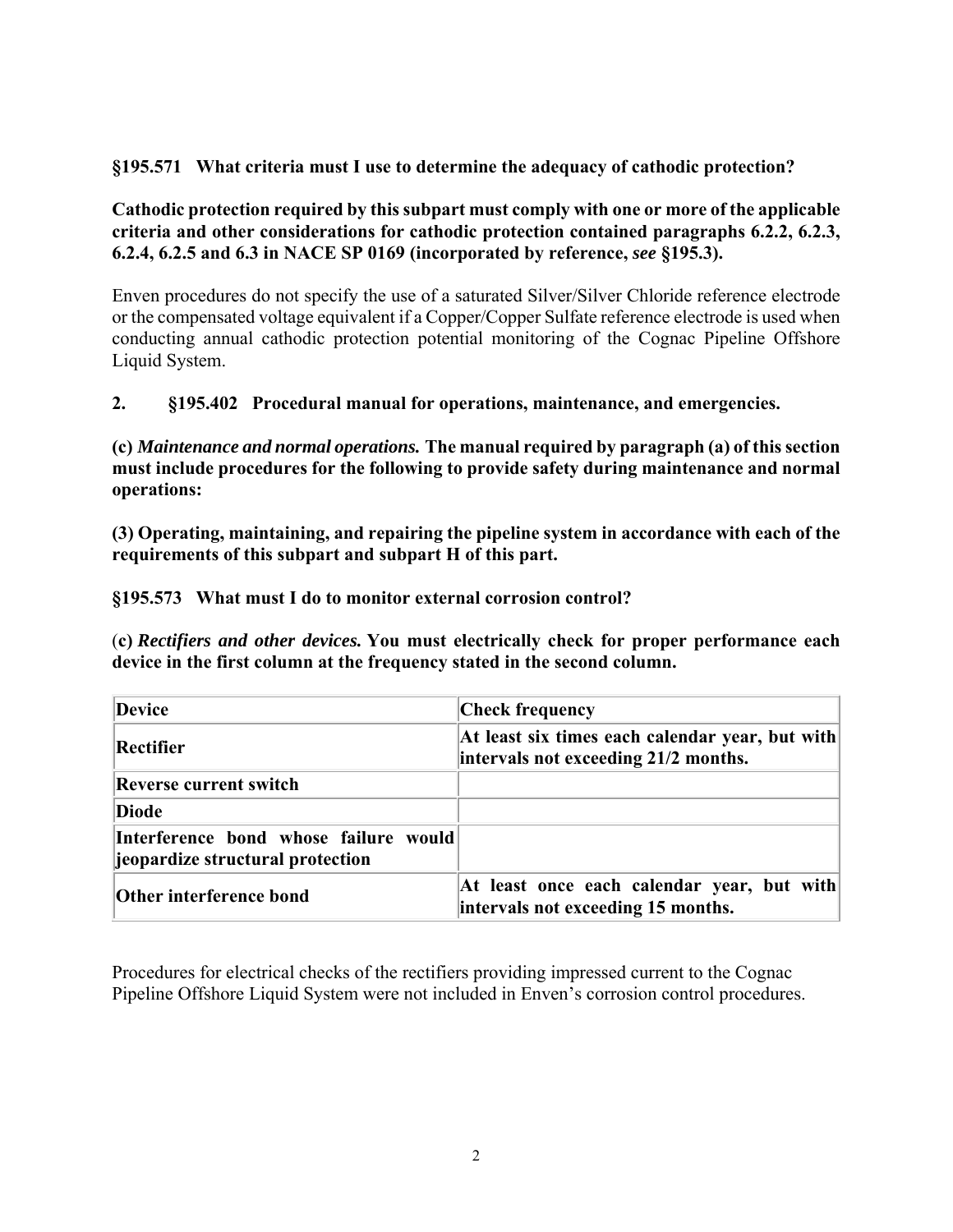**§195.571 What criteria must I use to determine the adequacy of cathodic protection?**

**Cathodic protection required by this subpart must comply with one or more of the applicable criteria and other considerations for cathodic protection contained paragraphs 6.2.2, 6.2.3, 6.2.4, 6.2.5 and 6.3 in NACE SP 0169 (incorporated by reference, *see* §195.3).**

Enven procedures do not specify the use of a saturated Silver/Silver Chloride reference electrode or the compensated voltage equivalent if a Copper/Copper Sulfate reference electrode is used when conducting annual cathodic protection potential monitoring of the Cognac Pipeline Offshore Liquid System.

**2. §195.402 Procedural manual for operations, maintenance, and emergencies.**

**(c) *Maintenance and normal operations.* The manual required by paragraph (a) of this section must include procedures for the following to provide safety during maintenance and normal operations:**

**(3) Operating, maintaining, and repairing the pipeline system in accordance with each of the requirements of this subpart and subpart H of this part.**

**§195.573 What must I do to monitor external corrosion control?**

**(c) *Rectifiers and other devices.* You must electrically check for proper performance each device in the first column at the frequency stated in the second column.**

| Device | Check frequency |
|---|---|
| Rectifier | At least six times each calendar year, but with intervals not exceeding 21/2 months. |
| Reverse current switch | |
| Diode | |
| Interference bond whose failure would jeopardize structural protection | |
| Other interference bond | At least once each calendar year, but with intervals not exceeding 15 months. |

Procedures for electrical checks of the rectifiers providing impressed current to the Cognac Pipeline Offshore Liquid System were not included in Enven's corrosion control procedures.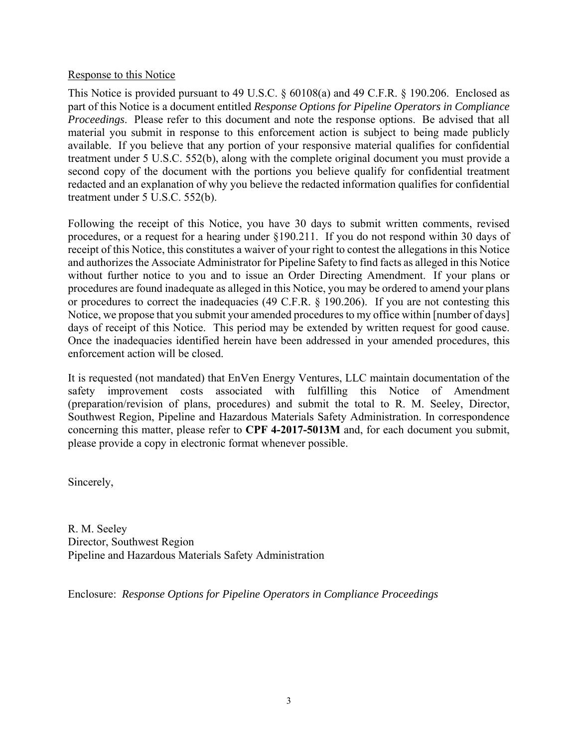Response to this Notice

This Notice is provided pursuant to 49 U.S.C. § 60108(a) and 49 C.F.R. § 190.206. Enclosed as part of this Notice is a document entitled *Response Options for Pipeline Operators in Compliance Proceedings*. Please refer to this document and note the response options. Be advised that all material you submit in response to this enforcement action is subject to being made publicly available. If you believe that any portion of your responsive material qualifies for confidential treatment under 5 U.S.C. 552(b), along with the complete original document you must provide a second copy of the document with the portions you believe qualify for confidential treatment redacted and an explanation of why you believe the redacted information qualifies for confidential treatment under 5 U.S.C. 552(b).

Following the receipt of this Notice, you have 30 days to submit written comments, revised procedures, or a request for a hearing under §190.211. If you do not respond within 30 days of receipt of this Notice, this constitutes a waiver of your right to contest the allegations in this Notice and authorizes the Associate Administrator for Pipeline Safety to find facts as alleged in this Notice without further notice to you and to issue an Order Directing Amendment. If your plans or procedures are found inadequate as alleged in this Notice, you may be ordered to amend your plans or procedures to correct the inadequacies (49 C.F.R. § 190.206). If you are not contesting this Notice, we propose that you submit your amended procedures to my office within [number of days] days of receipt of this Notice. This period may be extended by written request for good cause. Once the inadequacies identified herein have been addressed in your amended procedures, this enforcement action will be closed.

It is requested (not mandated) that EnVen Energy Ventures, LLC maintain documentation of the safety improvement costs associated with fulfilling this Notice of Amendment (preparation/revision of plans, procedures) and submit the total to R. M. Seeley, Director, Southwest Region, Pipeline and Hazardous Materials Safety Administration. In correspondence concerning this matter, please refer to **CPF 4-2017-5013M** and, for each document you submit, please provide a copy in electronic format whenever possible.

Sincerely,

R. M. Seeley
Director, Southwest Region
Pipeline and Hazardous Materials Safety Administration

Enclosure: *Response Options for Pipeline Operators in Compliance Proceedings*